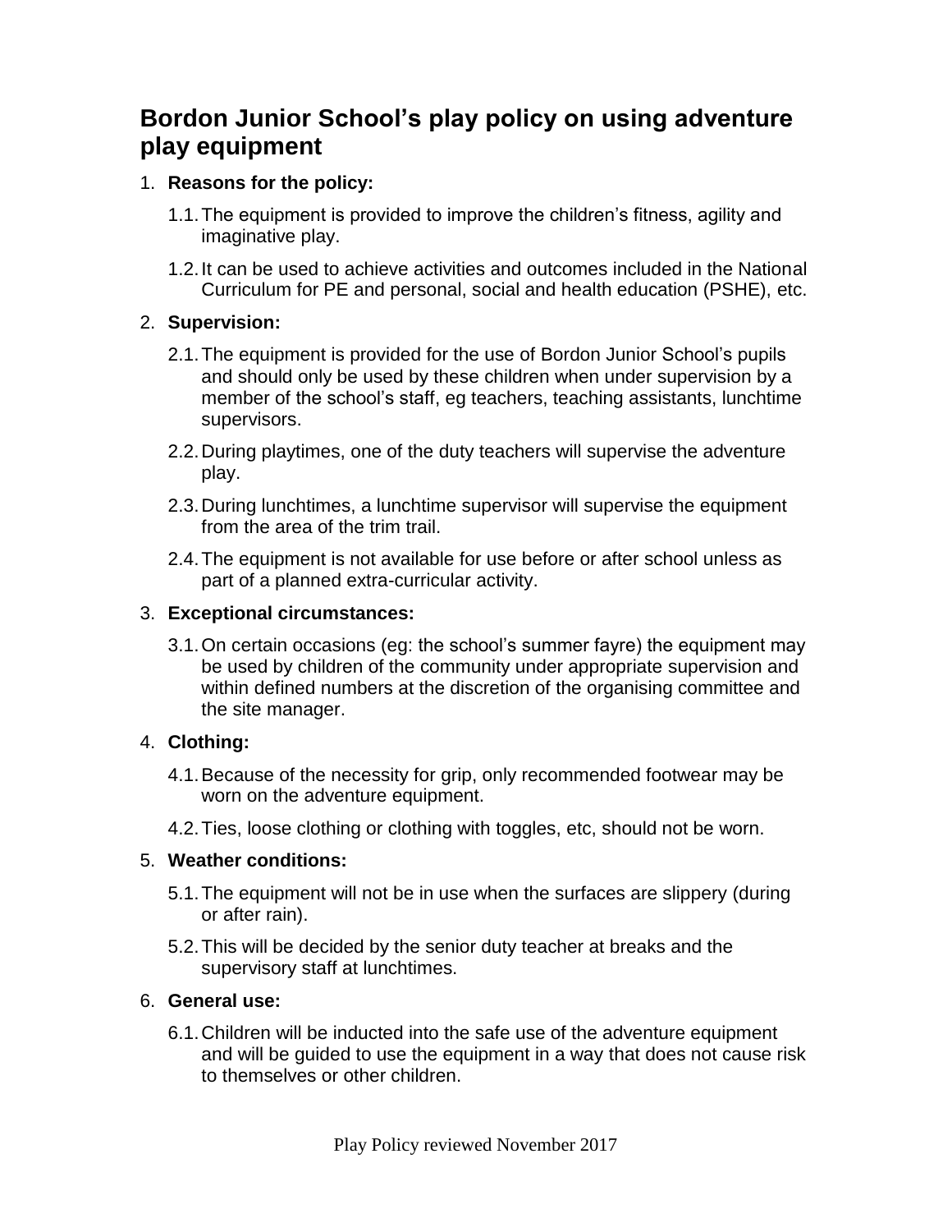# Bordon Junior School's play policy on using adventure play equipment

1. **Reasons for the policy:**
   - 1.1. The equipment is provided to improve the children's fitness, agility and imaginative play.
   - 1.2. It can be used to achieve activities and outcomes included in the National Curriculum for PE and personal, social and health education (PSHE), etc.

2. **Supervision:**
   - 2.1. The equipment is provided for the use of Bordon Junior School's pupils and should only be used by these children when under supervision by a member of the school's staff, eg teachers, teaching assistants, lunchtime supervisors.
   - 2.2. During playtimes, one of the duty teachers will supervise the adventure play.
   - 2.3. During lunchtimes, a lunchtime supervisor will supervise the equipment from the area of the trim trail.
   - 2.4. The equipment is not available for use before or after school unless as part of a planned extra-curricular activity.

3. **Exceptional circumstances:**
   - 3.1. On certain occasions (eg: the school's summer fayre) the equipment may be used by children of the community under appropriate supervision and within defined numbers at the discretion of the organising committee and the site manager.

4. **Clothing:**
   - 4.1. Because of the necessity for grip, only recommended footwear may be worn on the adventure equipment.
   - 4.2. Ties, loose clothing or clothing with toggles, etc, should not be worn.

5. **Weather conditions:**
   - 5.1. The equipment will not be in use when the surfaces are slippery (during or after rain).
   - 5.2. This will be decided by the senior duty teacher at breaks and the supervisory staff at lunchtimes.

6. **General use:**
   - 6.1. Children will be inducted into the safe use of the adventure equipment and will be guided to use the equipment in a way that does not cause risk to themselves or other children.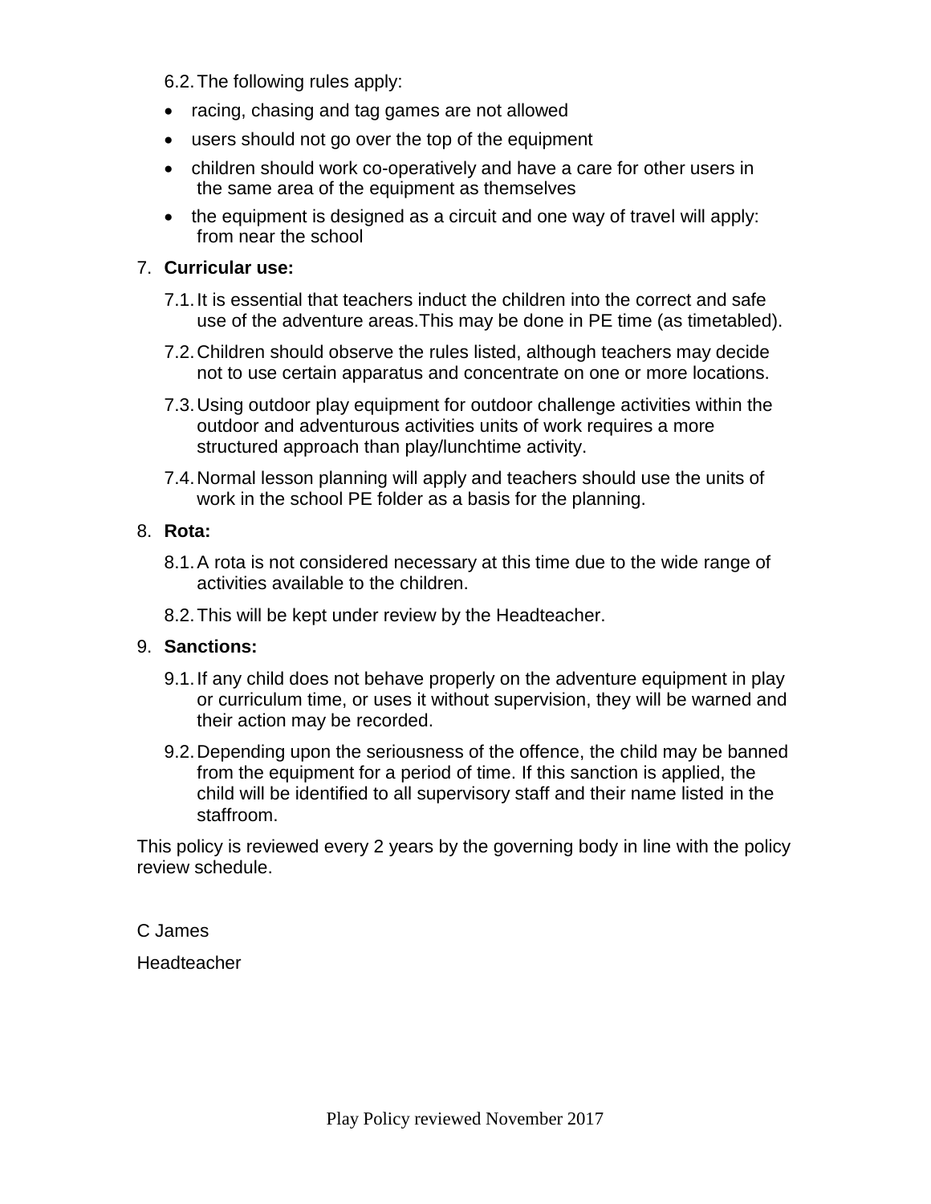6.2. The following rules apply:

- racing, chasing and tag games are not allowed
- users should not go over the top of the equipment
- children should work co-operatively and have a care for other users in the same area of the equipment as themselves
- the equipment is designed as a circuit and one way of travel will apply: from near the school

7. **Curricular use:**

7.1. It is essential that teachers induct the children into the correct and safe use of the adventure areas.This may be done in PE time (as timetabled).

7.2. Children should observe the rules listed, although teachers may decide not to use certain apparatus and concentrate on one or more locations.

7.3. Using outdoor play equipment for outdoor challenge activities within the outdoor and adventurous activities units of work requires a more structured approach than play/lunchtime activity.

7.4. Normal lesson planning will apply and teachers should use the units of work in the school PE folder as a basis for the planning.

8. **Rota:**

8.1. A rota is not considered necessary at this time due to the wide range of activities available to the children.

8.2. This will be kept under review by the Headteacher.

9. **Sanctions:**

9.1. If any child does not behave properly on the adventure equipment in play or curriculum time, or uses it without supervision, they will be warned and their action may be recorded.

9.2. Depending upon the seriousness of the offence, the child may be banned from the equipment for a period of time. If this sanction is applied, the child will be identified to all supervisory staff and their name listed in the staffroom.

This policy is reviewed every 2 years by the governing body in line with the policy review schedule.

C James

Headteacher